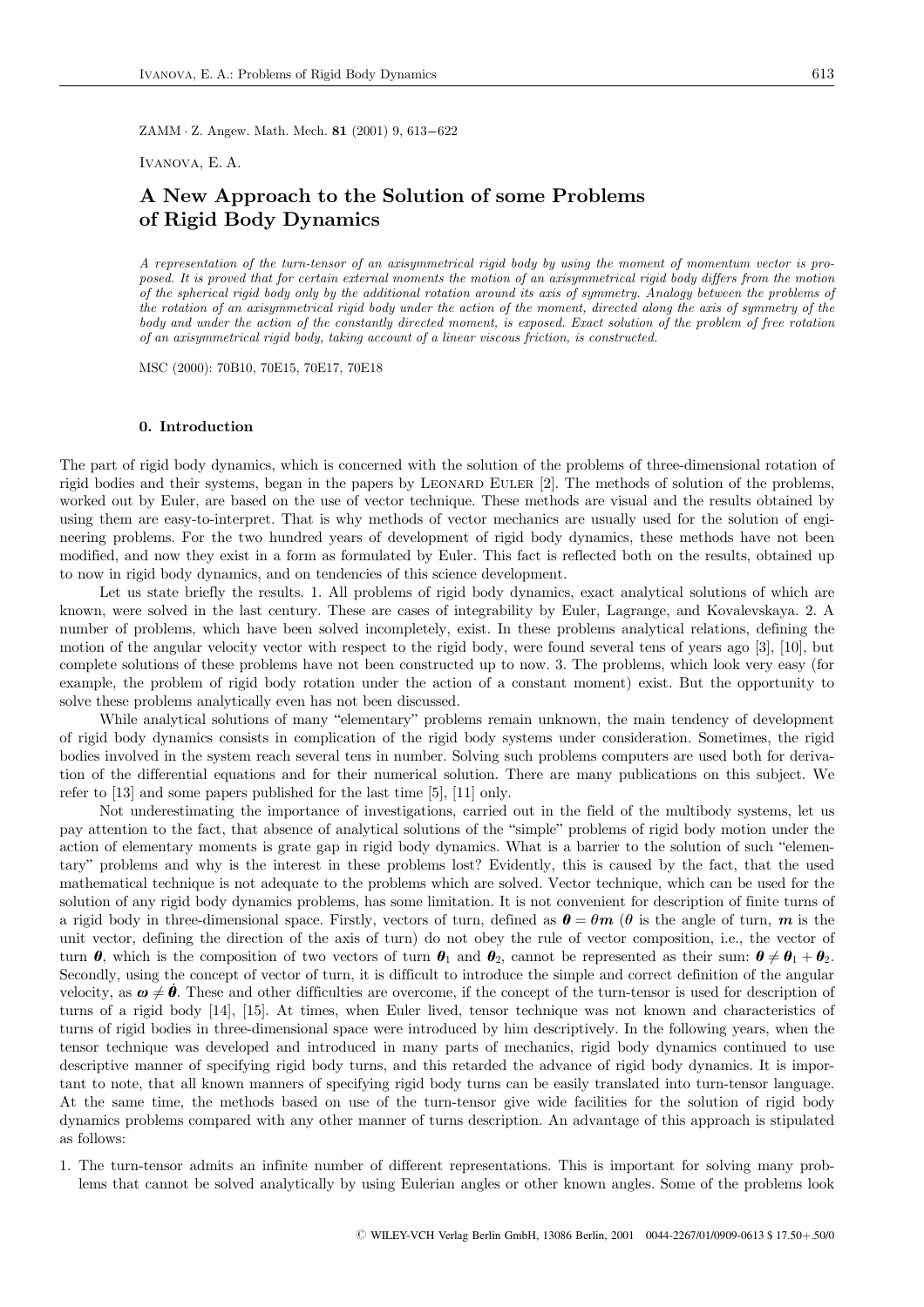ZAMM · Z. Angew. Math. Mech. **81** (2001) 9, 613–622

Ivanova, E. A.

# A New Approach to the Solution of some Problems of Rigid Body Dynamics

*A representation of the turn-tensor of an axisymmetrical rigid body by using the moment of momentum vector is proposed. It is proved that for certain external moments the motion of an axisymmetrical rigid body differs from the motion of the spherical rigid body only by the additional rotation around its axis of symmetry. Analogy between the problems of the rotation of an axisymmetrical rigid body under the action of the moment, directed along the axis of symmetry of the body and under the action of the constantly directed moment, is exposed. Exact solution of the problem of free rotation of an axisymmetrical rigid body, taking account of a linear viscous friction, is constructed.*

MSC (2000): 70B10, 70E15, 70E17, 70E18

## 0. Introduction

The part of rigid body dynamics, which is concerned with the solution of the problems of three-dimensional rotation of rigid bodies and their systems, began in the papers by Leonard Euler [2]. The methods of solution of the problems, worked out by Euler, are based on the use of vector technique. These methods are visual and the results obtained by using them are easy-to-interpret. That is why methods of vector mechanics are usually used for the solution of engineering problems. For the two hundred years of development of rigid body dynamics, these methods have not been modified, and now they exist in a form as formulated by Euler. This fact is reflected both on the results, obtained up to now in rigid body dynamics, and on tendencies of this science development.

Let us state briefly the results. 1. All problems of rigid body dynamics, exact analytical solutions of which are known, were solved in the last century. These are cases of integrability by Euler, Lagrange, and Kovalevskaya. 2. A number of problems, which have been solved incompletely, exist. In these problems analytical relations, defining the motion of the angular velocity vector with respect to the rigid body, were found several tens of years ago [3], [10], but complete solutions of these problems have not been constructed up to now. 3. The problems, which look very easy (for example, the problem of rigid body rotation under the action of a constant moment) exist. But the opportunity to solve these problems analytically even has not been discussed.

While analytical solutions of many "elementary" problems remain unknown, the main tendency of development of rigid body dynamics consists in complication of the rigid body systems under consideration. Sometimes, the rigid bodies involved in the system reach several tens in number. Solving such problems computers are used both for derivation of the differential equations and for their numerical solution. There are many publications on this subject. We refer to [13] and some papers published for the last time [5], [11] only.

Not underestimating the importance of investigations, carried out in the field of the multibody systems, let us pay attention to the fact, that absence of analytical solutions of the "simple" problems of rigid body motion under the action of elementary moments is grate gap in rigid body dynamics. What is a barrier to the solution of such "elementary" problems and why is the interest in these problems lost? Evidently, this is caused by the fact, that the used mathematical technique is not adequate to the problems which are solved. Vector technique, which can be used for the solution of any rigid body dynamics problems, has some limitation. It is not convenient for description of finite turns of a rigid body in three-dimensional space. Firstly, vectors of turn, defined as $\boldsymbol{\theta} = \theta \boldsymbol{m}$ ($\theta$ is the angle of turn, $\boldsymbol{m}$ is the unit vector, defining the direction of the axis of turn) do not obey the rule of vector composition, i.e., the vector of turn $\boldsymbol{\theta}$, which is the composition of two vectors of turn $\boldsymbol{\theta}_1$ and $\boldsymbol{\theta}_2$, cannot be represented as their sum: $\boldsymbol{\theta} \neq \boldsymbol{\theta}_1 + \boldsymbol{\theta}_2$. Secondly, using the concept of vector of turn, it is difficult to introduce the simple and correct definition of the angular velocity, as $\boldsymbol{\omega} \neq \dot{\boldsymbol{\theta}}$. These and other difficulties are overcome, if the concept of the turn-tensor is used for description of turns of a rigid body [14], [15]. At times, when Euler lived, tensor technique was not known and characteristics of turns of rigid bodies in three-dimensional space were introduced by him descriptively. In the following years, when the tensor technique was developed and introduced in many parts of mechanics, rigid body dynamics continued to use descriptive manner of specifying rigid body turns, and this retarded the advance of rigid body dynamics. It is important to note, that all known manners of specifying rigid body turns can be easily translated into turn-tensor language. At the same time, the methods based on use of the turn-tensor give wide facilities for the solution of rigid body dynamics problems compared with any other manner of turns description. An advantage of this approach is stipulated as follows:

1. The turn-tensor admits an infinite number of different representations. This is important for solving many problems that cannot be solved analytically by using Eulerian angles or other known angles. Some of the problems look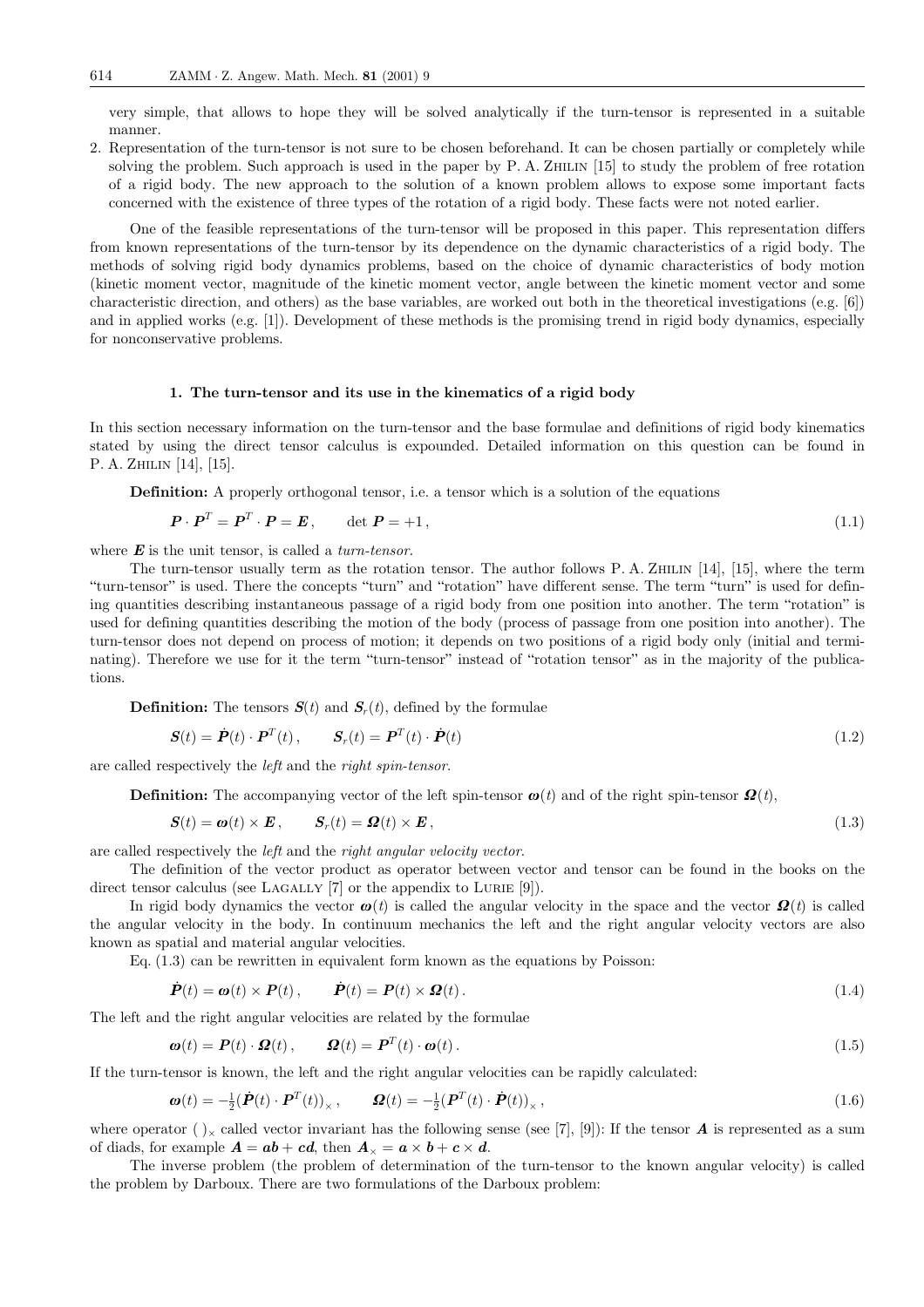very simple, that allows to hope they will be solved analytically if the turn-tensor is represented in a suitable manner.

2. Representation of the turn-tensor is not sure to be chosen beforehand. It can be chosen partially or completely while solving the problem. Such approach is used in the paper by P. A. Zhilin [15] to study the problem of free rotation of a rigid body. The new approach to the solution of a known problem allows to expose some important facts concerned with the existence of three types of the rotation of a rigid body. These facts were not noted earlier.

One of the feasible representations of the turn-tensor will be proposed in this paper. This representation differs from known representations of the turn-tensor by its dependence on the dynamic characteristics of a rigid body. The methods of solving rigid body dynamics problems, based on the choice of dynamic characteristics of body motion (kinetic moment vector, magnitude of the kinetic moment vector, angle between the kinetic moment vector and some characteristic direction, and others) as the base variables, are worked out both in the theoretical investigations (e.g. [6]) and in applied works (e.g. [1]). Development of these methods is the promising trend in rigid body dynamics, especially for nonconservative problems.

### 1. The turn-tensor and its use in the kinematics of a rigid body

In this section necessary information on the turn-tensor and the base formulae and definitions of rigid body kinematics stated by using the direct tensor calculus is expounded. Detailed information on this question can be found in P. A. Zhilin [14], [15].

**Definition:** A properly orthogonal tensor, i.e. a tensor which is a solution of the equations

$$\boldsymbol{P} \cdot \boldsymbol{P}^T = \boldsymbol{P}^T \cdot \boldsymbol{P} = \boldsymbol{E}, \qquad \det \boldsymbol{P} = +1, \tag{1.1}$$

where $\boldsymbol{E}$ is the unit tensor, is called a *turn-tensor*.

The turn-tensor usually term as the rotation tensor. The author follows P. A. Zhilin [14], [15], where the term "turn-tensor" is used. There the concepts "turn" and "rotation" have different sense. The term "turn" is used for defining quantities describing instantaneous passage of a rigid body from one position into another. The term "rotation" is used for defining quantities describing the motion of the body (process of passage from one position into another). The turn-tensor does not depend on process of motion; it depends on two positions of a rigid body only (initial and terminating). Therefore we use for it the term "turn-tensor" instead of "rotation tensor" as in the majority of the publications.

**Definition:** The tensors $\boldsymbol{S}(t)$ and $\boldsymbol{S}_r(t)$, defined by the formulae

$$\boldsymbol{S}(t) = \dot{\boldsymbol{P}}(t) \cdot \boldsymbol{P}^T(t), \qquad \boldsymbol{S}_r(t) = \boldsymbol{P}^T(t) \cdot \dot{\boldsymbol{P}}(t) \tag{1.2}$$

are called respectively the *left* and the *right spin-tensor*.

**Definition:** The accompanying vector of the left spin-tensor $\boldsymbol{\omega}(t)$ and of the right spin-tensor $\boldsymbol{\Omega}(t)$,

$$\boldsymbol{S}(t) = \boldsymbol{\omega}(t) \times \boldsymbol{E}, \qquad \boldsymbol{S}_r(t) = \boldsymbol{\Omega}(t) \times \boldsymbol{E}, \tag{1.3}$$

are called respectively the *left* and the *right angular velocity vector*.

The definition of the vector product as operator between vector and tensor can be found in the books on the direct tensor calculus (see Lagally [7] or the appendix to Lurie [9]).

In rigid body dynamics the vector $\boldsymbol{\omega}(t)$ is called the angular velocity in the space and the vector $\boldsymbol{\Omega}(t)$ is called the angular velocity in the body. In continuum mechanics the left and the right angular velocity vectors are also known as spatial and material angular velocities.

Eq. (1.3) can be rewritten in equivalent form known as the equations by Poisson:

$$\dot{\boldsymbol{P}}(t) = \boldsymbol{\omega}(t) \times \boldsymbol{P}(t), \qquad \dot{\boldsymbol{P}}(t) = \boldsymbol{P}(t) \times \boldsymbol{\Omega}(t). \tag{1.4}$$

The left and the right angular velocities are related by the formulae

$$\boldsymbol{\omega}(t) = \boldsymbol{P}(t) \cdot \boldsymbol{\Omega}(t), \qquad \boldsymbol{\Omega}(t) = \boldsymbol{P}^T(t) \cdot \boldsymbol{\omega}(t). \tag{1.5}$$

If the turn-tensor is known, the left and the right angular velocities can be rapidly calculated:

$$\boldsymbol{\omega}(t) = -\tfrac{1}{2}\big(\dot{\boldsymbol{P}}(t) \cdot \boldsymbol{P}^T(t)\big)_\times, \qquad \boldsymbol{\Omega}(t) = -\tfrac{1}{2}\big(\boldsymbol{P}^T(t) \cdot \dot{\boldsymbol{P}}(t)\big)_\times, \tag{1.6}$$

where operator $(\ )_\times$ called vector invariant has the following sense (see [7], [9]): If the tensor $\boldsymbol{A}$ is represented as a sum of diads, for example $\boldsymbol{A} = \boldsymbol{ab} + \boldsymbol{cd}$, then $\boldsymbol{A}_\times = \boldsymbol{a} \times \boldsymbol{b} + \boldsymbol{c} \times \boldsymbol{d}$.

The inverse problem (the problem of determination of the turn-tensor to the known angular velocity) is called the problem by Darboux. There are two formulations of the Darboux problem: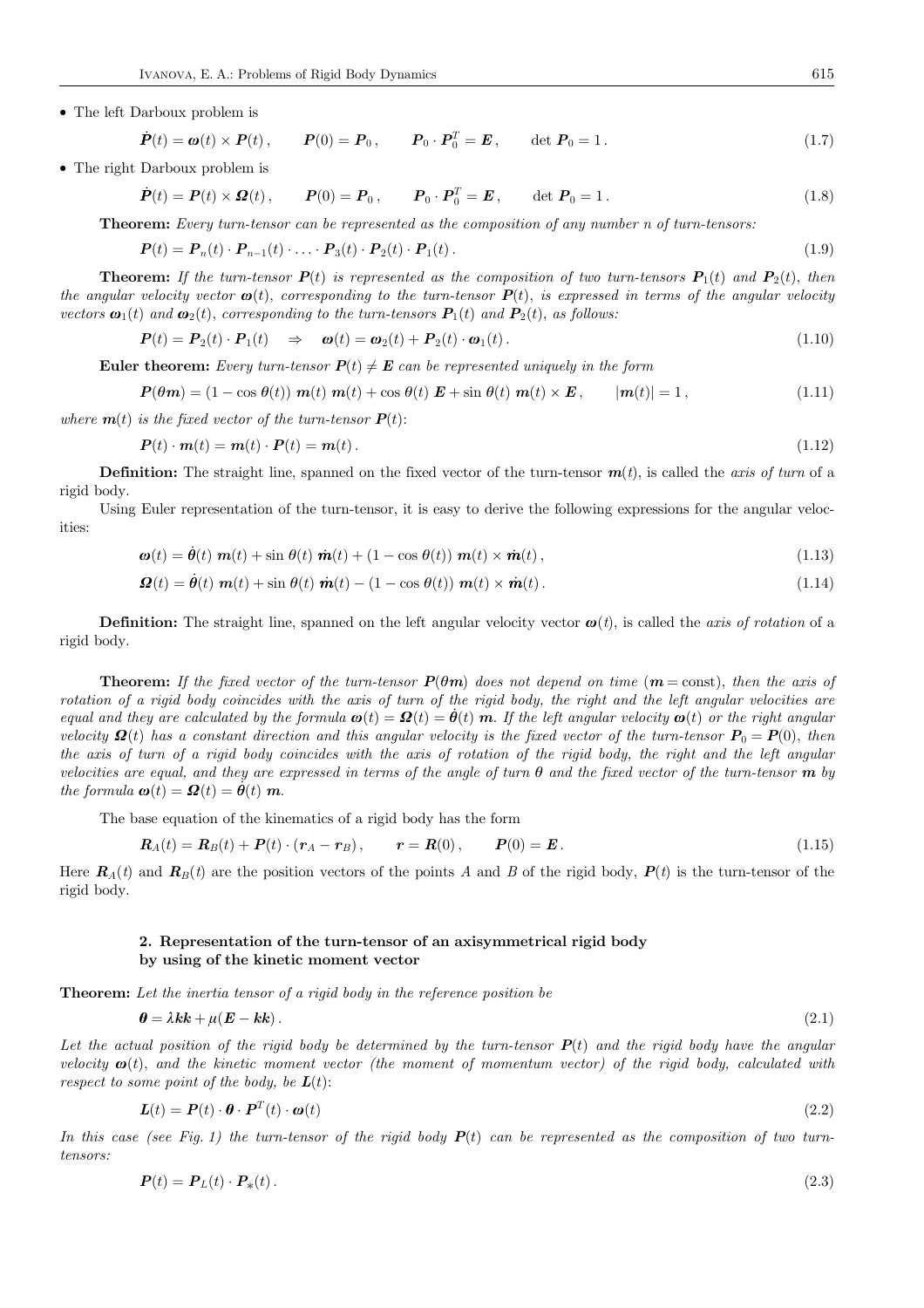- The left Darboux problem is

$$\dot{\boldsymbol{P}}(t) = \boldsymbol{\omega}(t) \times \boldsymbol{P}(t)\,, \qquad \boldsymbol{P}(0) = \boldsymbol{P}_0\,, \qquad \boldsymbol{P}_0 \cdot \boldsymbol{P}_0^T = \boldsymbol{E}\,, \qquad \det \boldsymbol{P}_0 = 1\,. \tag{1.7}$$

- The right Darboux problem is

$$\dot{\boldsymbol{P}}(t) = \boldsymbol{P}(t) \times \boldsymbol{\Omega}(t)\,, \qquad \boldsymbol{P}(0) = \boldsymbol{P}_0\,, \qquad \boldsymbol{P}_0 \cdot \boldsymbol{P}_0^T = \boldsymbol{E}\,, \qquad \det \boldsymbol{P}_0 = 1\,. \tag{1.8}$$

**Theorem:** *Every turn-tensor can be represented as the composition of any number $n$ of turn-tensors:*

$$\boldsymbol{P}(t) = \boldsymbol{P}_n(t) \cdot \boldsymbol{P}_{n-1}(t) \cdot \ldots \cdot \boldsymbol{P}_3(t) \cdot \boldsymbol{P}_2(t) \cdot \boldsymbol{P}_1(t)\,. \tag{1.9}$$

**Theorem:** *If the turn-tensor $\boldsymbol{P}(t)$ is represented as the composition of two turn-tensors $\boldsymbol{P}_1(t)$ and $\boldsymbol{P}_2(t)$, then the angular velocity vector $\boldsymbol{\omega}(t)$, corresponding to the turn-tensor $\boldsymbol{P}(t)$, is expressed in terms of the angular velocity vectors $\boldsymbol{\omega}_1(t)$ and $\boldsymbol{\omega}_2(t)$, corresponding to the turn-tensors $\boldsymbol{P}_1(t)$ and $\boldsymbol{P}_2(t)$, as follows:*

$$\boldsymbol{P}(t) = \boldsymbol{P}_2(t) \cdot \boldsymbol{P}_1(t) \quad \Rightarrow \quad \boldsymbol{\omega}(t) = \boldsymbol{\omega}_2(t) + \boldsymbol{P}_2(t) \cdot \boldsymbol{\omega}_1(t)\,. \tag{1.10}$$

**Euler theorem:** *Every turn-tensor $\boldsymbol{P}(t) \neq \boldsymbol{E}$ can be represented uniquely in the form*

$$\boldsymbol{P}(\theta \boldsymbol{m}) = (1 - \cos\theta(t))\; \boldsymbol{m}(t)\, \boldsymbol{m}(t) + \cos\theta(t)\; \boldsymbol{E} + \sin\theta(t)\; \boldsymbol{m}(t) \times \boldsymbol{E}\,, \qquad |\boldsymbol{m}(t)| = 1\,, \tag{1.11}$$

*where $\boldsymbol{m}(t)$ is the fixed vector of the turn-tensor $\boldsymbol{P}(t)$:*

$$\boldsymbol{P}(t) \cdot \boldsymbol{m}(t) = \boldsymbol{m}(t) \cdot \boldsymbol{P}(t) = \boldsymbol{m}(t)\,. \tag{1.12}$$

**Definition:** The straight line, spanned on the fixed vector of the turn-tensor $\boldsymbol{m}(t)$, is called the *axis of turn* of a rigid body.

Using Euler representation of the turn-tensor, it is easy to derive the following expressions for the angular velocities:

$$\boldsymbol{\omega}(t) = \dot{\theta}(t)\; \boldsymbol{m}(t) + \sin\theta(t)\; \dot{\boldsymbol{m}}(t) + (1 - \cos\theta(t))\; \boldsymbol{m}(t) \times \dot{\boldsymbol{m}}(t)\,, \tag{1.13}$$

$$\boldsymbol{\Omega}(t) = \dot{\theta}(t)\; \boldsymbol{m}(t) + \sin\theta(t)\; \dot{\boldsymbol{m}}(t) - (1 - \cos\theta(t))\; \boldsymbol{m}(t) \times \dot{\boldsymbol{m}}(t)\,. \tag{1.14}$$

**Definition:** The straight line, spanned on the left angular velocity vector $\boldsymbol{\omega}(t)$, is called the *axis of rotation* of a rigid body.

**Theorem:** *If the fixed vector of the turn-tensor $\boldsymbol{P}(\theta \boldsymbol{m})$ does not depend on time ($\boldsymbol{m} = \text{const}$), then the axis of rotation of a rigid body coincides with the axis of turn of the rigid body, the right and the left angular velocities are equal and they are calculated by the formula $\boldsymbol{\omega}(t) = \boldsymbol{\Omega}(t) = \dot{\theta}(t)\; \boldsymbol{m}$. If the left angular velocity $\boldsymbol{\omega}(t)$ or the right angular velocity $\boldsymbol{\Omega}(t)$ has a constant direction and this angular velocity is the fixed vector of the turn-tensor $\boldsymbol{P}_0 = \boldsymbol{P}(0)$, then the axis of turn of a rigid body coincides with the axis of rotation of the rigid body, the right and the left angular velocities are equal, and they are expressed in terms of the angle of turn $\theta$ and the fixed vector of the turn-tensor $\boldsymbol{m}$ by the formula $\boldsymbol{\omega}(t) = \boldsymbol{\Omega}(t) = \dot{\theta}(t)\; \boldsymbol{m}$.*

The base equation of the kinematics of a rigid body has the form

$$\boldsymbol{R}_A(t) = \boldsymbol{R}_B(t) + \boldsymbol{P}(t) \cdot (\boldsymbol{r}_A - \boldsymbol{r}_B)\,, \qquad \boldsymbol{r} = \boldsymbol{R}(0)\,, \qquad \boldsymbol{P}(0) = \boldsymbol{E}\,. \tag{1.15}$$

Here $\boldsymbol{R}_A(t)$ and $\boldsymbol{R}_B(t)$ are the position vectors of the points $A$ and $B$ of the rigid body, $\boldsymbol{P}(t)$ is the turn-tensor of the rigid body.

## 2. Representation of the turn-tensor of an axisymmetrical rigid body by using of the kinetic moment vector

**Theorem:** *Let the inertia tensor of a rigid body in the reference position be*

$$\boldsymbol{\theta} = \lambda \boldsymbol{k}\boldsymbol{k} + \mu(\boldsymbol{E} - \boldsymbol{k}\boldsymbol{k})\,. \tag{2.1}$$

*Let the actual position of the rigid body be determined by the turn-tensor $\boldsymbol{P}(t)$ and the rigid body have the angular velocity $\boldsymbol{\omega}(t)$, and the kinetic moment vector (the moment of momentum vector) of the rigid body, calculated with respect to some point of the body, be $\boldsymbol{L}(t)$:*

$$\boldsymbol{L}(t) = \boldsymbol{P}(t) \cdot \boldsymbol{\theta} \cdot \boldsymbol{P}^T(t) \cdot \boldsymbol{\omega}(t) \tag{2.2}$$

*In this case (see Fig. 1) the turn-tensor of the rigid body $\boldsymbol{P}(t)$ can be represented as the composition of two turn-tensors:*

$$\boldsymbol{P}(t) = \boldsymbol{P}_L(t) \cdot \boldsymbol{P}_*(t)\,. \tag{2.3}$$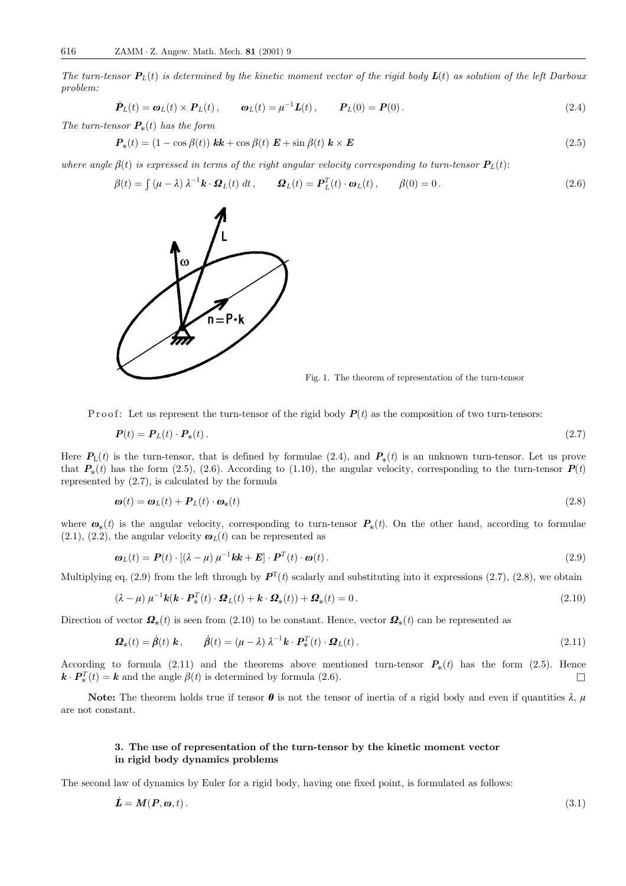*The turn-tensor $\boldsymbol{P}_L(t)$ is determined by the kinetic moment vector of the rigid body $\boldsymbol{L}(t)$ as solution of the left Darboux problem:*

$$\dot{\boldsymbol{P}}_L(t) = \boldsymbol{\omega}_L(t) \times \boldsymbol{P}_L(t)\,, \qquad \boldsymbol{\omega}_L(t) = \mu^{-1} \boldsymbol{L}(t)\,, \qquad \boldsymbol{P}_L(0) = \boldsymbol{P}(0)\,. \tag{2.4}$$

*The turn-tensor $\boldsymbol{P}_*(t)$ has the form*

$$\boldsymbol{P}_*(t) = (1 - \cos\beta(t))\; \boldsymbol{kk} + \cos\beta(t)\; \boldsymbol{E} + \sin\beta(t)\; \boldsymbol{k} \times \boldsymbol{E} \tag{2.5}$$

*where angle $\beta(t)$ is expressed in terms of the right angular velocity corresponding to turn-tensor $\boldsymbol{P}_L(t)$:*

$$\beta(t) = \int (\mu - \lambda)\, \lambda^{-1} \boldsymbol{k} \cdot \boldsymbol{\Omega}_L(t)\; dt\,, \qquad \boldsymbol{\Omega}_L(t) = \boldsymbol{P}_L^T(t) \cdot \boldsymbol{\omega}_L(t)\,, \qquad \beta(0) = 0\,. \tag{2.6}$$

Fig. 1. The theorem of representation of the turn-tensor

Proof: Let us represent the turn-tensor of the rigid body $\boldsymbol{P}(t)$ as the composition of two turn-tensors:

$$\boldsymbol{P}(t) = \boldsymbol{P}_L(t) \cdot \boldsymbol{P}_*(t)\,. \tag{2.7}$$

Here $\boldsymbol{P}_{\mathrm{L}}(t)$ is the turn-tensor, that is defined by formulae (2.4), and $\boldsymbol{P}_*(t)$ is an unknown turn-tensor. Let us prove that $\boldsymbol{P}_*(t)$ has the form (2.5), (2.6). According to (1.10), the angular velocity, corresponding to the turn-tensor $\boldsymbol{P}(t)$ represented by (2.7), is calculated by the formula

$$\boldsymbol{\omega}(t) = \boldsymbol{\omega}_L(t) + \boldsymbol{P}_L(t) \cdot \boldsymbol{\omega}_*(t) \tag{2.8}$$

where $\boldsymbol{\omega}_*(t)$ is the angular velocity, corresponding to turn-tensor $\boldsymbol{P}_*(t)$. On the other hand, according to formulae (2.1), (2.2), the angular velocity $\boldsymbol{\omega}_L(t)$ can be represented as

$$\boldsymbol{\omega}_L(t) = \boldsymbol{P}(t) \cdot [(\lambda - \mu)\, \mu^{-1} \boldsymbol{kk} + \boldsymbol{E}] \cdot \boldsymbol{P}^T(t) \cdot \boldsymbol{\omega}(t)\,. \tag{2.9}$$

Multiplying eq. (2.9) from the left through by $\boldsymbol{P}^{\mathrm{T}}(t)$ scalarly and substituting into it expressions (2.7), (2.8), we obtain

$$(\lambda - \mu)\, \mu^{-1} \boldsymbol{k}(\boldsymbol{k} \cdot \boldsymbol{P}_*^T(t) \cdot \boldsymbol{\Omega}_L(t) + \boldsymbol{k} \cdot \boldsymbol{\Omega}_*(t)) + \boldsymbol{\Omega}_*(t) = 0\,. \tag{2.10}$$

Direction of vector $\boldsymbol{\Omega}_*(t)$ is seen from (2.10) to be constant. Hence, vector $\boldsymbol{\Omega}_*(t)$ can be represented as

$$\boldsymbol{\Omega}_*(t) = \dot{\beta}(t)\; \boldsymbol{k}\,, \qquad \dot{\beta}(t) = (\mu - \lambda)\, \lambda^{-1} \boldsymbol{k} \cdot \boldsymbol{P}_*^T(t) \cdot \boldsymbol{\Omega}_L(t)\,. \tag{2.11}$$

According to formula (2.11) and the theorems above mentioned turn-tensor $\boldsymbol{P}_*(t)$ has the form (2.5). Hence $\boldsymbol{k} \cdot \boldsymbol{P}_*^T(t) = \boldsymbol{k}$ and the angle $\beta(t)$ is determined by formula (2.6). □

**Note:** The theorem holds true if tensor $\boldsymbol{\theta}$ is not the tensor of inertia of a rigid body and even if quantities $\lambda$, $\mu$ are not constant.

### 3. The use of representation of the turn-tensor by the kinetic moment vector in rigid body dynamics problems

The second law of dynamics by Euler for a rigid body, having one fixed point, is formulated as follows:

$$\dot{\boldsymbol{L}} = \boldsymbol{M}(\boldsymbol{P}, \boldsymbol{\omega}, t)\,. \tag{3.1}$$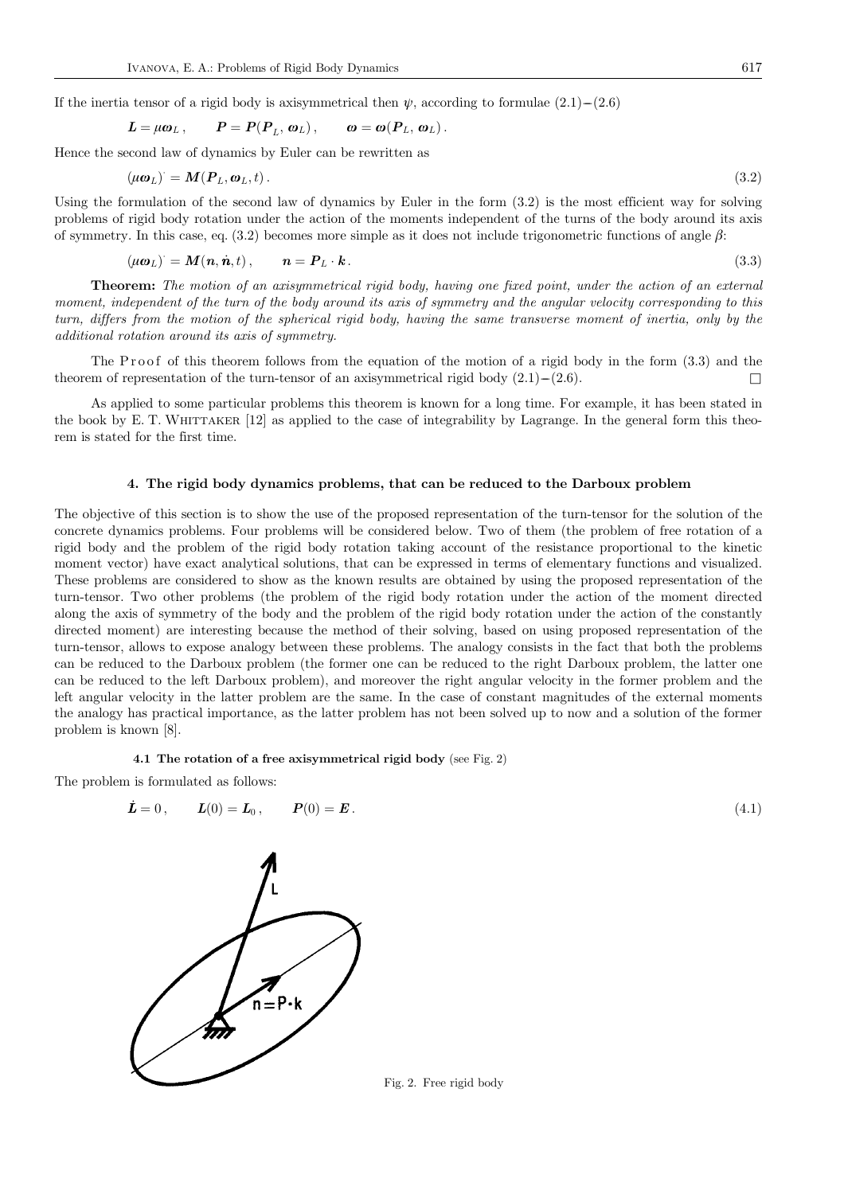If the inertia tensor of a rigid body is axisymmetrical then $\psi$, according to formulae (2.1)–(2.6)

$$\boldsymbol{L} = \mu \boldsymbol{\omega}_L \,, \qquad \boldsymbol{P} = \boldsymbol{P}(\boldsymbol{P}_L, \boldsymbol{\omega}_L) \,, \qquad \boldsymbol{\omega} = \boldsymbol{\omega}(\boldsymbol{P}_L, \boldsymbol{\omega}_L) \,.$$

Hence the second law of dynamics by Euler can be rewritten as

$$(\mu \boldsymbol{\omega}_L)^{\cdot} = \boldsymbol{M}(\boldsymbol{P}_L, \boldsymbol{\omega}_L, t) \,. \tag{3.2}$$

Using the formulation of the second law of dynamics by Euler in the form (3.2) is the most efficient way for solving problems of rigid body rotation under the action of the moments independent of the turns of the body around its axis of symmetry. In this case, eq. (3.2) becomes more simple as it does not include trigonometric functions of angle $\beta$:

$$(\mu \boldsymbol{\omega}_L)^{\cdot} = \boldsymbol{M}(\boldsymbol{n}, \dot{\boldsymbol{n}}, t) \,, \qquad \boldsymbol{n} = \boldsymbol{P}_L \cdot \boldsymbol{k} \,. \tag{3.3}$$

**Theorem:** *The motion of an axisymmetrical rigid body, having one fixed point, under the action of an external moment, independent of the turn of the body around its axis of symmetry and the angular velocity corresponding to this turn, differs from the motion of the spherical rigid body, having the same transverse moment of inertia, only by the additional rotation around its axis of symmetry.*

The Proof of this theorem follows from the equation of the motion of a rigid body in the form (3.3) and the theorem of representation of the turn-tensor of an axisymmetrical rigid body (2.1)–(2.6). □

As applied to some particular problems this theorem is known for a long time. For example, it has been stated in the book by E. T. Whittaker [12] as applied to the case of integrability by Lagrange. In the general form this theorem is stated for the first time.

## 4. The rigid body dynamics problems, that can be reduced to the Darboux problem

The objective of this section is to show the use of the proposed representation of the turn-tensor for the solution of the concrete dynamics problems. Four problems will be considered below. Two of them (the problem of free rotation of a rigid body and the problem of the rigid body rotation taking account of the resistance proportional to the kinetic moment vector) have exact analytical solutions, that can be expressed in terms of elementary functions and visualized. These problems are considered to show as the known results are obtained by using the proposed representation of the turn-tensor. Two other problems (the problem of the rigid body rotation under the action of the moment directed along the axis of symmetry of the body and the problem of the rigid body rotation under the action of the constantly directed moment) are interesting because the method of their solving, based on using proposed representation of the turn-tensor, allows to expose analogy between these problems. The analogy consists in the fact that both the problems can be reduced to the Darboux problem (the former one can be reduced to the right Darboux problem, the latter one can be reduced to the left Darboux problem), and moreover the right angular velocity in the former problem and the left angular velocity in the latter problem are the same. In the case of constant magnitudes of the external moments the analogy has practical importance, as the latter problem has not been solved up to now and a solution of the former problem is known [8].

### 4.1 The rotation of a free axisymmetrical rigid body (see Fig. 2)

The problem is formulated as follows:

$$\dot{\boldsymbol{L}} = 0 \,, \qquad \boldsymbol{L}(0) = \boldsymbol{L}_0 \,, \qquad \boldsymbol{P}(0) = \boldsymbol{E} \,. \tag{4.1}$$

Fig. 2. Free rigid body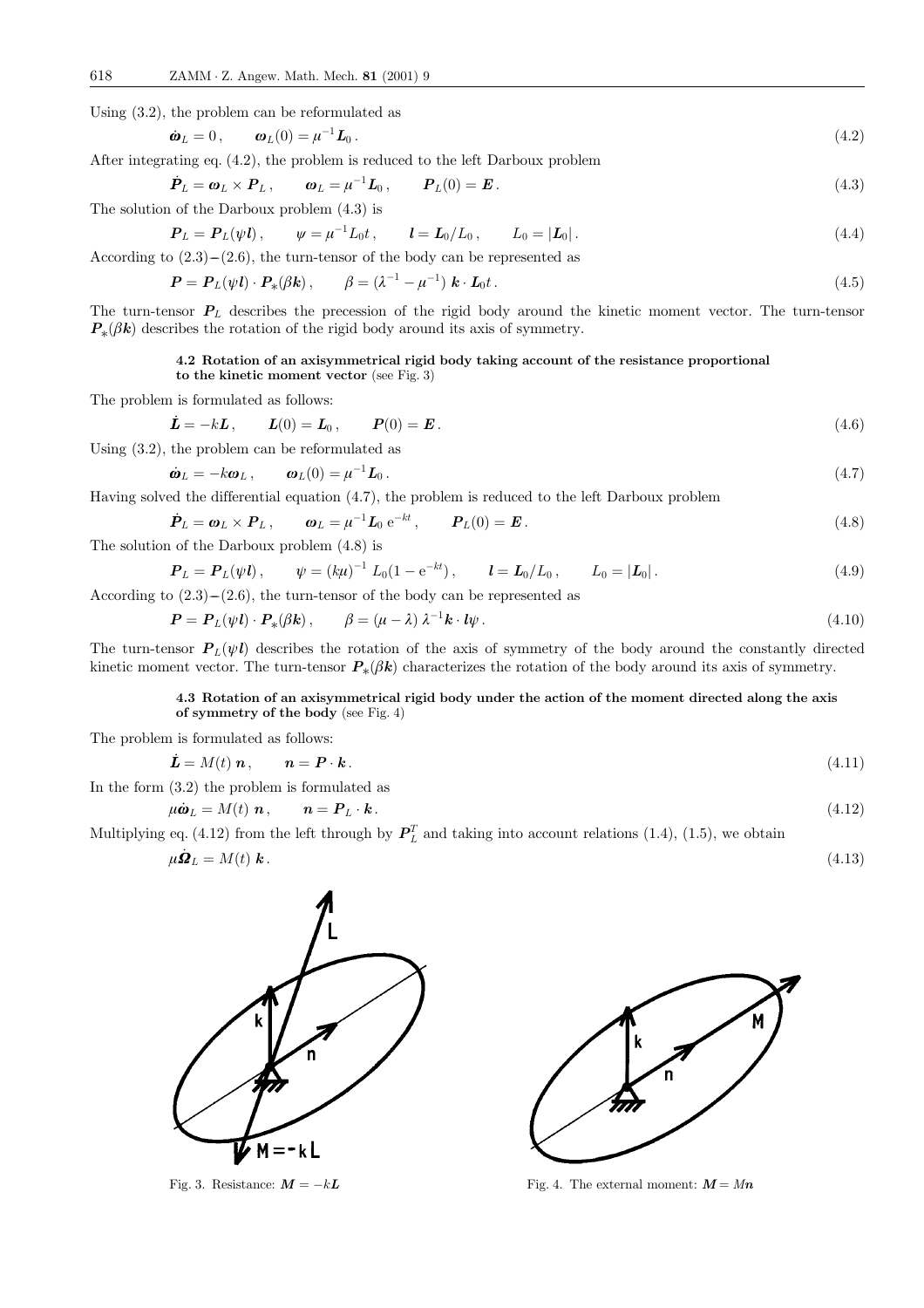Using (3.2), the problem can be reformulated as

$$\dot{\boldsymbol{\omega}}_L = 0\,, \qquad \boldsymbol{\omega}_L(0) = \mu^{-1}\boldsymbol{L}_0\,. \tag{4.2}$$

After integrating eq. (4.2), the problem is reduced to the left Darboux problem

$$\dot{\boldsymbol{P}}_L = \boldsymbol{\omega}_L \times \boldsymbol{P}_L\,, \qquad \boldsymbol{\omega}_L = \mu^{-1}\boldsymbol{L}_0\,, \qquad \boldsymbol{P}_L(0) = \boldsymbol{E}\,. \tag{4.3}$$

The solution of the Darboux problem (4.3) is

$$\boldsymbol{P}_L = \boldsymbol{P}_L(\psi \boldsymbol{l})\,, \qquad \psi = \mu^{-1}L_0 t\,, \qquad \boldsymbol{l} = \boldsymbol{L}_0/L_0\,, \qquad L_0 = |\boldsymbol{L}_0|\,. \tag{4.4}$$

According to (2.3)–(2.6), the turn-tensor of the body can be represented as

$$\boldsymbol{P} = \boldsymbol{P}_L(\psi \boldsymbol{l}) \cdot \boldsymbol{P}_*(\beta \boldsymbol{k})\,, \qquad \beta = (\lambda^{-1} - \mu^{-1})\, \boldsymbol{k} \cdot \boldsymbol{L}_0 t\,. \tag{4.5}$$

The turn-tensor $\boldsymbol{P}_L$ describes the precession of the rigid body around the kinetic moment vector. The turn-tensor $\boldsymbol{P}_*(\beta \boldsymbol{k})$ describes the rotation of the rigid body around its axis of symmetry.

### 4.2 Rotation of an axisymmetrical rigid body taking account of the resistance proportional to the kinetic moment vector (see Fig. 3)

The problem is formulated as follows:

$$\dot{\boldsymbol{L}} = -k\boldsymbol{L}\,, \qquad \boldsymbol{L}(0) = \boldsymbol{L}_0\,, \qquad \boldsymbol{P}(0) = \boldsymbol{E}\,. \tag{4.6}$$

Using (3.2), the problem can be reformulated as

$$\dot{\boldsymbol{\omega}}_L = -k\boldsymbol{\omega}_L\,, \qquad \boldsymbol{\omega}_L(0) = \mu^{-1}\boldsymbol{L}_0\,. \tag{4.7}$$

Having solved the differential equation (4.7), the problem is reduced to the left Darboux problem

$$\dot{\boldsymbol{P}}_L = \boldsymbol{\omega}_L \times \boldsymbol{P}_L\,, \qquad \boldsymbol{\omega}_L = \mu^{-1}\boldsymbol{L}_0\, \mathrm{e}^{-kt}\,, \qquad \boldsymbol{P}_L(0) = \boldsymbol{E}\,. \tag{4.8}$$

The solution of the Darboux problem (4.8) is

$$\boldsymbol{P}_L = \boldsymbol{P}_L(\psi \boldsymbol{l})\,, \qquad \psi = (k\mu)^{-1}\, L_0(1 - \mathrm{e}^{-kt})\,, \qquad \boldsymbol{l} = \boldsymbol{L}_0/L_0\,, \qquad L_0 = |\boldsymbol{L}_0|\,. \tag{4.9}$$

According to (2.3)–(2.6), the turn-tensor of the body can be represented as

$$\boldsymbol{P} = \boldsymbol{P}_L(\psi \boldsymbol{l}) \cdot \boldsymbol{P}_*(\beta \boldsymbol{k})\,, \qquad \beta = (\mu - \lambda)\, \lambda^{-1} \boldsymbol{k} \cdot \boldsymbol{l}\psi\,. \tag{4.10}$$

The turn-tensor $\boldsymbol{P}_L(\psi \boldsymbol{l})$ describes the rotation of the axis of symmetry of the body around the constantly directed kinetic moment vector. The turn-tensor $\boldsymbol{P}_*(\beta \boldsymbol{k})$ characterizes the rotation of the body around its axis of symmetry.

### 4.3 Rotation of an axisymmetrical rigid body under the action of the moment directed along the axis of symmetry of the body (see Fig. 4)

The problem is formulated as follows:

$$\dot{\boldsymbol{L}} = M(t)\, \boldsymbol{n}\,, \qquad \boldsymbol{n} = \boldsymbol{P} \cdot \boldsymbol{k}\,. \tag{4.11}$$

In the form (3.2) the problem is formulated as

$$\mu \dot{\boldsymbol{\omega}}_L = M(t)\, \boldsymbol{n}\,, \qquad \boldsymbol{n} = \boldsymbol{P}_L \cdot \boldsymbol{k}\,. \tag{4.12}$$

Multiplying eq. (4.12) from the left through by $\boldsymbol{P}_L^T$ and taking into account relations (1.4), (1.5), we obtain

$$\mu \dot{\boldsymbol{\Omega}}_L = M(t)\, \boldsymbol{k}\,. \tag{4.13}$$

Fig. 3. Resistance: $\boldsymbol{M} = -k\boldsymbol{L}$

Fig. 4. The external moment: $\boldsymbol{M} = M\boldsymbol{n}$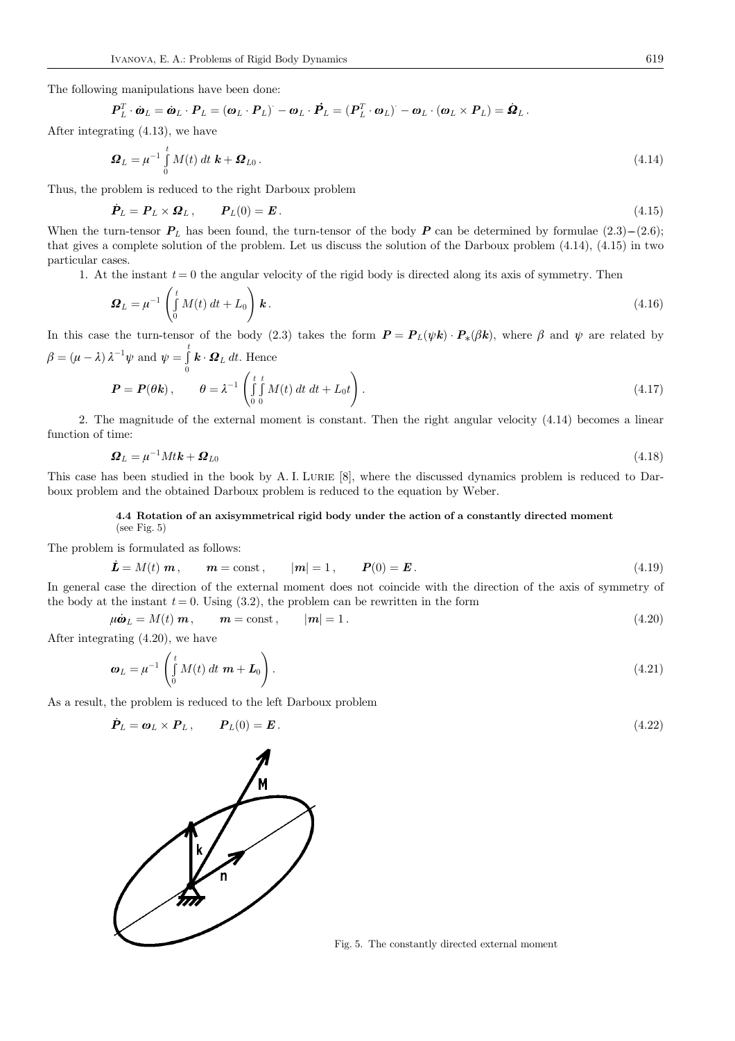The following manipulations have been done:

$$\boldsymbol{P}_L^T \cdot \dot{\boldsymbol{\omega}}_L = \dot{\boldsymbol{\omega}}_L \cdot \boldsymbol{P}_L = (\boldsymbol{\omega}_L \cdot \boldsymbol{P}_L)^{\cdot} - \boldsymbol{\omega}_L \cdot \dot{\boldsymbol{P}}_L = (\boldsymbol{P}_L^T \cdot \boldsymbol{\omega}_L)^{\cdot} - \boldsymbol{\omega}_L \cdot (\boldsymbol{\omega}_L \times \boldsymbol{P}_L) = \dot{\boldsymbol{\Omega}}_L .$$

After integrating (4.13), we have

$$\boldsymbol{\Omega}_L = \mu^{-1} \int_0^t M(t)\, dt\, \boldsymbol{k} + \boldsymbol{\Omega}_{L0} . \tag{4.14}$$

Thus, the problem is reduced to the right Darboux problem

$$\dot{\boldsymbol{P}}_L = \boldsymbol{P}_L \times \boldsymbol{\Omega}_L , \qquad \boldsymbol{P}_L(0) = \boldsymbol{E} . \tag{4.15}$$

When the turn-tensor $\boldsymbol{P}_L$ has been found, the turn-tensor of the body $\boldsymbol{P}$ can be determined by formulae (2.3)–(2.6); that gives a complete solution of the problem. Let us discuss the solution of the Darboux problem (4.14), (4.15) in two particular cases.

1. At the instant $t = 0$ the angular velocity of the rigid body is directed along its axis of symmetry. Then

$$\boldsymbol{\Omega}_L = \mu^{-1} \left( \int_0^t M(t)\, dt + L_0 \right) \boldsymbol{k} . \tag{4.16}$$

In this case the turn-tensor of the body (2.3) takes the form $\boldsymbol{P} = \boldsymbol{P}_L(\psi \boldsymbol{k}) \cdot \boldsymbol{P}_*(\beta \boldsymbol{k})$, where $\beta$ and $\psi$ are related by $\beta = (\mu - \lambda)\, \lambda^{-1} \psi$ and $\psi = \int_0^t \boldsymbol{k} \cdot \boldsymbol{\Omega}_L\, dt$. Hence

$$\boldsymbol{P} = \boldsymbol{P}(\theta \boldsymbol{k}) , \qquad \theta = \lambda^{-1} \left( \int_0^t \int_0^t M(t)\, dt\, dt + L_0 t \right) . \tag{4.17}$$

2. The magnitude of the external moment is constant. Then the right angular velocity (4.14) becomes a linear function of time:

$$\boldsymbol{\Omega}_L = \mu^{-1} M t \boldsymbol{k} + \boldsymbol{\Omega}_{L0} \tag{4.18}$$

This case has been studied in the book by A. I. Lurie [8], where the discussed dynamics problem is reduced to Darboux problem and the obtained Darboux problem is reduced to the equation by Weber.

### 4.4 Rotation of an axisymmetrical rigid body under the action of a constantly directed moment

(see Fig. 5)

The problem is formulated as follows:

$$\dot{\boldsymbol{L}} = M(t)\, \boldsymbol{m} , \qquad \boldsymbol{m} = \text{const} , \qquad |\boldsymbol{m}| = 1 , \qquad \boldsymbol{P}(0) = \boldsymbol{E} . \tag{4.19}$$

In general case the direction of the external moment does not coincide with the direction of the axis of symmetry of the body at the instant $t = 0$. Using (3.2), the problem can be rewritten in the form

$$\mu \dot{\boldsymbol{\omega}}_L = M(t)\, \boldsymbol{m} , \qquad \boldsymbol{m} = \text{const} , \qquad |\boldsymbol{m}| = 1 . \tag{4.20}$$

After integrating (4.20), we have

$$\boldsymbol{\omega}_L = \mu^{-1} \left( \int_0^t M(t)\, dt\, \boldsymbol{m} + \boldsymbol{L}_0 \right) . \tag{4.21}$$

As a result, the problem is reduced to the left Darboux problem

$$\dot{\boldsymbol{P}}_L = \boldsymbol{\omega}_L \times \boldsymbol{P}_L , \qquad \boldsymbol{P}_L(0) = \boldsymbol{E} . \tag{4.22}$$

Fig. 5. The constantly directed external moment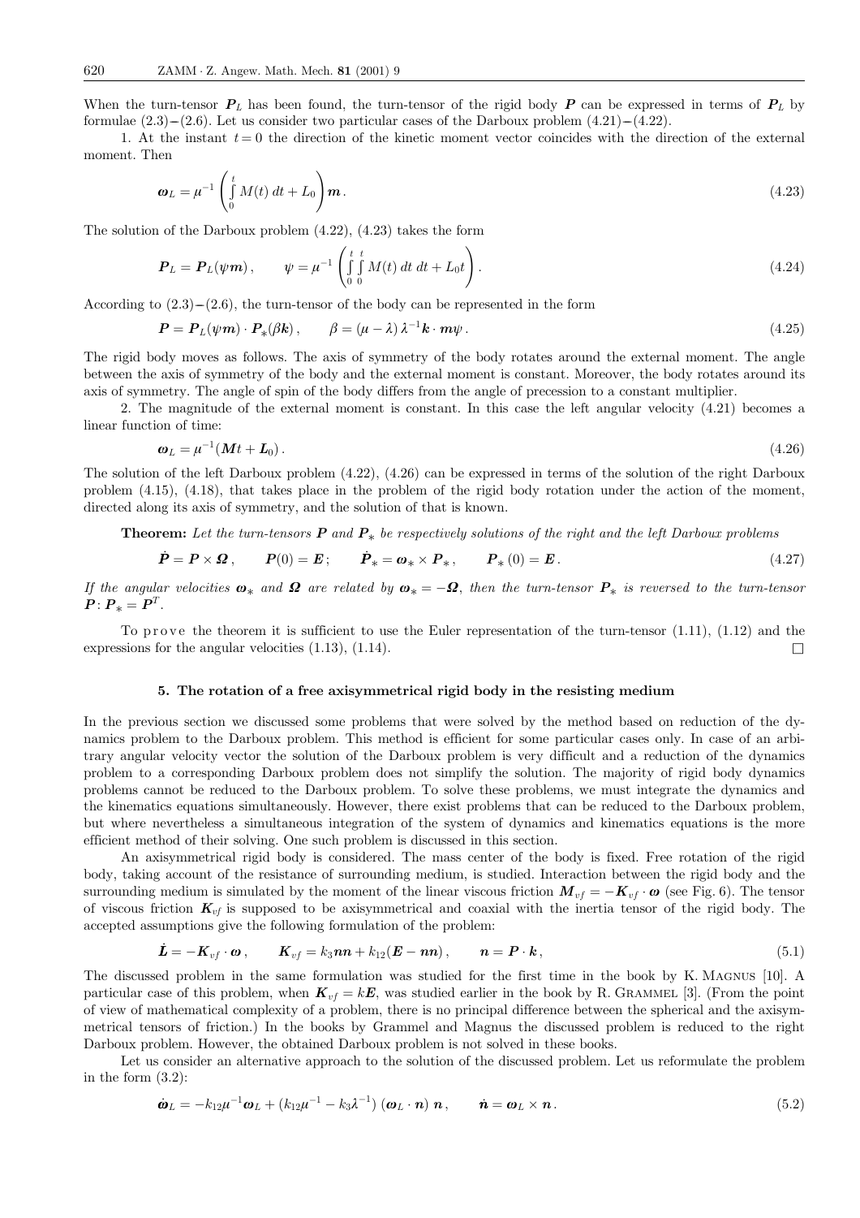When the turn-tensor $\boldsymbol{P}_L$ has been found, the turn-tensor of the rigid body $\boldsymbol{P}$ can be expressed in terms of $\boldsymbol{P}_L$ by formulae (2.3)–(2.6). Let us consider two particular cases of the Darboux problem (4.21)–(4.22).

1. At the instant $t = 0$ the direction of the kinetic moment vector coincides with the direction of the external moment. Then

$$\boldsymbol{\omega}_L = \mu^{-1} \left( \int\limits_0^t M(t)\, dt + L_0 \right) \boldsymbol{m}. \tag{4.23}$$

The solution of the Darboux problem (4.22), (4.23) takes the form

$$\boldsymbol{P}_L = \boldsymbol{P}_L(\psi \boldsymbol{m}), \qquad \psi = \mu^{-1} \left( \int\limits_0^t \int\limits_0^t M(t)\, dt\, dt + L_0 t \right). \tag{4.24}$$

According to (2.3)–(2.6), the turn-tensor of the body can be represented in the form

$$\boldsymbol{P} = \boldsymbol{P}_L(\psi \boldsymbol{m}) \cdot \boldsymbol{P}_*(\beta \boldsymbol{k}), \qquad \beta = (\mu - \lambda)\, \lambda^{-1} \boldsymbol{k} \cdot \boldsymbol{m} \psi. \tag{4.25}$$

The rigid body moves as follows. The axis of symmetry of the body rotates around the external moment. The angle between the axis of symmetry of the body and the external moment is constant. Moreover, the body rotates around its axis of symmetry. The angle of spin of the body differs from the angle of precession to a constant multiplier.

2. The magnitude of the external moment is constant. In this case the left angular velocity (4.21) becomes a linear function of time:

$$\boldsymbol{\omega}_L = \mu^{-1}(\boldsymbol{M} t + \boldsymbol{L}_0). \tag{4.26}$$

The solution of the left Darboux problem (4.22), (4.26) can be expressed in terms of the solution of the right Darboux problem (4.15), (4.18), that takes place in the problem of the rigid body rotation under the action of the moment, directed along its axis of symmetry, and the solution of that is known.

**Theorem:** *Let the turn-tensors $\boldsymbol{P}$ and $\boldsymbol{P}_*$ be respectively solutions of the right and the left Darboux problems*

$$\dot{\boldsymbol{P}} = \boldsymbol{P} \times \boldsymbol{\Omega}, \qquad \boldsymbol{P}(0) = \boldsymbol{E}; \qquad \dot{\boldsymbol{P}}_* = \boldsymbol{\omega}_* \times \boldsymbol{P}_*, \qquad \boldsymbol{P}_*(0) = \boldsymbol{E}. \tag{4.27}$$

*If the angular velocities $\boldsymbol{\omega}_*$ and $\boldsymbol{\Omega}$ are related by $\boldsymbol{\omega}_* = -\boldsymbol{\Omega}$, then the turn-tensor $\boldsymbol{P}_*$ is reversed to the turn-tensor $\boldsymbol{P}$: $\boldsymbol{P}_* = \boldsymbol{P}^T$.*

To prove the theorem it is sufficient to use the Euler representation of the turn-tensor (1.11), (1.12) and the expressions for the angular velocities (1.13), (1.14). □

## 5. The rotation of a free axisymmetrical rigid body in the resisting medium

In the previous section we discussed some problems that were solved by the method based on reduction of the dynamics problem to the Darboux problem. This method is efficient for some particular cases only. In case of an arbitrary angular velocity vector the solution of the Darboux problem is very difficult and a reduction of the dynamics problem to a corresponding Darboux problem does not simplify the solution. The majority of rigid body dynamics problems cannot be reduced to the Darboux problem. To solve these problems, we must integrate the dynamics and the kinematics equations simultaneously. However, there exist problems that can be reduced to the Darboux problem, but where nevertheless a simultaneous integration of the system of dynamics and kinematics equations is the more efficient method of their solving. One such problem is discussed in this section.

An axisymmetrical rigid body is considered. The mass center of the body is fixed. Free rotation of the rigid body, taking account of the resistance of surrounding medium, is studied. Interaction between the rigid body and the surrounding medium is simulated by the moment of the linear viscous friction $\boldsymbol{M}_{vf} = -\boldsymbol{K}_{vf} \cdot \boldsymbol{\omega}$ (see Fig. 6). The tensor of viscous friction $\boldsymbol{K}_{vf}$ is supposed to be axisymmetrical and coaxial with the inertia tensor of the rigid body. The accepted assumptions give the following formulation of the problem:

$$\dot{\boldsymbol{L}} = -\boldsymbol{K}_{vf} \cdot \boldsymbol{\omega}, \qquad \boldsymbol{K}_{vf} = k_3 \boldsymbol{n}\boldsymbol{n} + k_{12}(\boldsymbol{E} - \boldsymbol{n}\boldsymbol{n}), \qquad \boldsymbol{n} = \boldsymbol{P} \cdot \boldsymbol{k}, \tag{5.1}$$

The discussed problem in the same formulation was studied for the first time in the book by K. Magnus [10]. A particular case of this problem, when $\boldsymbol{K}_{vf} = k\boldsymbol{E}$, was studied earlier in the book by R. Grammel [3]. (From the point of view of mathematical complexity of a problem, there is no principal difference between the spherical and the axisymmetrical tensors of friction.) In the books by Grammel and Magnus the discussed problem is reduced to the right Darboux problem. However, the obtained Darboux problem is not solved in these books.

Let us consider an alternative approach to the solution of the discussed problem. Let us reformulate the problem in the form (3.2):

$$\dot{\boldsymbol{\omega}}_L = -k_{12}\mu^{-1}\boldsymbol{\omega}_L + \left(k_{12}\mu^{-1} - k_3\lambda^{-1}\right)(\boldsymbol{\omega}_L \cdot \boldsymbol{n})\, \boldsymbol{n}, \qquad \dot{\boldsymbol{n}} = \boldsymbol{\omega}_L \times \boldsymbol{n}. \tag{5.2}$$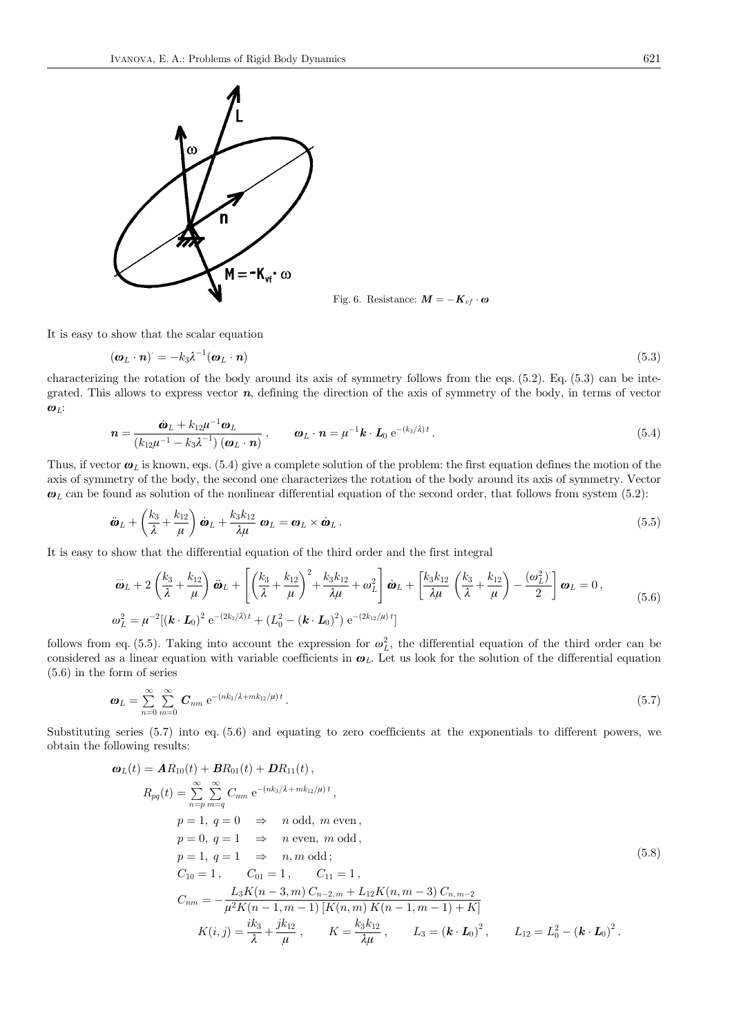Fig. 6. Resistance: $\boldsymbol{M} = -\boldsymbol{K}_{vf} \cdot \boldsymbol{\omega}$

It is easy to show that the scalar equation

$$(\boldsymbol{\omega}_L \cdot \boldsymbol{n})^{\cdot} = -k_3 \lambda^{-1} (\boldsymbol{\omega}_L \cdot \boldsymbol{n}) \tag{5.3}$$

characterizing the rotation of the body around its axis of symmetry follows from the eqs. (5.2). Eq. (5.3) can be integrated. This allows to express vector $\boldsymbol{n}$, defining the direction of the axis of symmetry of the body, in terms of vector $\boldsymbol{\omega}_L$:

$$\boldsymbol{n} = \frac{\dot{\boldsymbol{\omega}}_L + k_{12}\mu^{-1}\boldsymbol{\omega}_L}{\left(k_{12}\mu^{-1} - k_3\lambda^{-1}\right)(\boldsymbol{\omega}_L \cdot \boldsymbol{n})}\,, \qquad \boldsymbol{\omega}_L \cdot \boldsymbol{n} = \mu^{-1}\boldsymbol{k} \cdot \boldsymbol{L}_0\, \mathrm{e}^{-(k_3/\lambda)\,t}\,. \tag{5.4}$$

Thus, if vector $\boldsymbol{\omega}_L$ is known, eqs. (5.4) give a complete solution of the problem: the first equation defines the motion of the axis of symmetry of the body, the second one characterizes the rotation of the body around its axis of symmetry. Vector $\boldsymbol{\omega}_L$ can be found as solution of the nonlinear differential equation of the second order, that follows from system (5.2):

$$\ddot{\boldsymbol{\omega}}_L + \left(\frac{k_3}{\lambda} + \frac{k_{12}}{\mu}\right)\dot{\boldsymbol{\omega}}_L + \frac{k_3 k_{12}}{\lambda\mu}\,\boldsymbol{\omega}_L = \boldsymbol{\omega}_L \times \dot{\boldsymbol{\omega}}_L\,. \tag{5.5}$$

It is easy to show that the differential equation of the third order and the first integral

$$\begin{gathered}\dddot{\boldsymbol{\omega}}_L + 2\left(\frac{k_3}{\lambda} + \frac{k_{12}}{\mu}\right)\ddot{\boldsymbol{\omega}}_L + \left[\left(\frac{k_3}{\lambda} + \frac{k_{12}}{\mu}\right)^2 + \frac{k_3k_{12}}{\lambda\mu} + \omega_L^2\right]\dot{\boldsymbol{\omega}}_L + \left[\frac{k_3k_{12}}{\lambda\mu}\left(\frac{k_3}{\lambda} + \frac{k_{12}}{\mu}\right) - \frac{(\omega_L^2)^{\cdot}}{2}\right]\boldsymbol{\omega}_L = 0\,, \\ \omega_L^2 = \mu^{-2}\left[(\boldsymbol{k}\cdot\boldsymbol{L}_0)^2\,\mathrm{e}^{-(2k_3/\lambda)\,t} + \left(L_0^2 - (\boldsymbol{k}\cdot\boldsymbol{L}_0)^2\right)\mathrm{e}^{-(2k_{12}/\mu)\,t}\right]\end{gathered} \tag{5.6}$$

follows from eq. (5.5). Taking into account the expression for $\omega_L^2$, the differential equation of the third order can be considered as a linear equation with variable coefficients in $\boldsymbol{\omega}_L$. Let us look for the solution of the differential equation (5.6) in the form of series

$$\boldsymbol{\omega}_L = \sum_{n=0}^{\infty}\sum_{m=0}^{\infty} \boldsymbol{C}_{nm}\,\mathrm{e}^{-(nk_3/\lambda + mk_{12}/\mu)\,t}\,. \tag{5.7}$$

Substituting series (5.7) into eq. (5.6) and equating to zero coefficients at the exponentials to different powers, we obtain the following results:

$$\begin{aligned}&\boldsymbol{\omega}_L(t) = \boldsymbol{A}R_{10}(t) + \boldsymbol{B}R_{01}(t) + \boldsymbol{D}R_{11}(t)\,,\\ &\qquad R_{pq}(t) = \sum_{n=p}^{\infty}\sum_{m=q}^{\infty} C_{nm}\,\mathrm{e}^{-(nk_3/\lambda + mk_{12}/\mu)\,t}\,,\\ &\qquad\quad p=1,\ q=0 \quad\Rightarrow\quad n \text{ odd},\ m \text{ even}\,,\\ &\qquad\quad p=0,\ q=1 \quad\Rightarrow\quad n \text{ even},\ m \text{ odd}\,,\\ &\qquad\quad p=1,\ q=1 \quad\Rightarrow\quad n, m \text{ odd}\,;\\ &\qquad\quad C_{10}=1\,, \qquad C_{01}=1\,, \qquad C_{11}=1\,,\\ &\qquad\quad C_{nm} = -\frac{L_3K(n-3,m)\,C_{n-2,m} + L_{12}K(n,m-3)\,C_{n,m-2}}{\mu^2K(n-1,m-1)\left[K(n,m)\,K(n-1,m-1)+K\right]}\\ &\qquad\qquad K(i,j) = \frac{ik_3}{\lambda} + \frac{jk_{12}}{\mu}\,, \qquad K = \frac{k_3k_{12}}{\lambda\mu}\,, \qquad L_3 = (\boldsymbol{k}\cdot\boldsymbol{L}_0)^2\,, \qquad L_{12} = L_0^2 - (\boldsymbol{k}\cdot\boldsymbol{L}_0)^2\,.\end{aligned} \tag{5.8}$$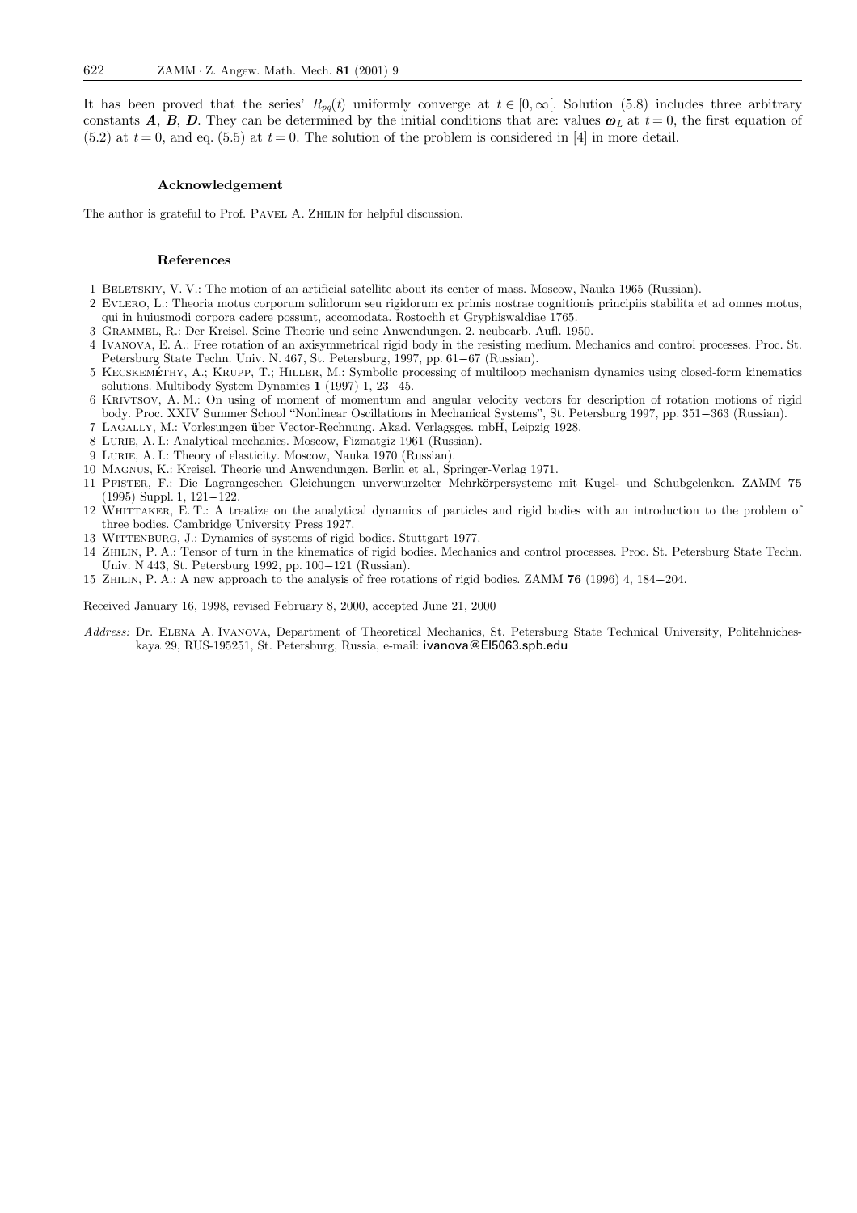It has been proved that the series' $R_{pq}(t)$ uniformly converge at $t \in [0, \infty[$. Solution (5.8) includes three arbitrary constants $\boldsymbol{A}$, $\boldsymbol{B}$, $\boldsymbol{D}$. They can be determined by the initial conditions that are: values $\boldsymbol{\omega}_L$ at $t = 0$, the first equation of (5.2) at $t = 0$, and eq. (5.5) at $t = 0$. The solution of the problem is considered in [4] in more detail.

### Acknowledgement

The author is grateful to Prof. Pavel A. Zhilin for helpful discussion.

### References

1 Beletskiy, V. V.: The motion of an artificial satellite about its center of mass. Moscow, Nauka 1965 (Russian).

2 Evlero, L.: Theoria motus corporum solidorum seu rigidorum ex primis nostrae cognitionis principiis stabilita et ad omnes motus, qui in huiusmodi corpora cadere possunt, accomodata. Rostochh et Gryphiswaldiae 1765.

3 Grammel, R.: Der Kreisel. Seine Theorie und seine Anwendungen. 2. neubearb. Aufl. 1950.

4 Ivanova, E. A.: Free rotation of an axisymmetrical rigid body in the resisting medium. Mechanics and control processes. Proc. St. Petersburg State Techn. Univ. N. 467, St. Petersburg, 1997, pp. 61–67 (Russian).

5 Kecskeméthy, A.; Krupp, T.; Hiller, M.: Symbolic processing of multiloop mechanism dynamics using closed-form kinematics solutions. Multibody System Dynamics **1** (1997) 1, 23–45.

6 Krivtsov, A. M.: On using of moment of momentum and angular velocity vectors for description of rotation motions of rigid body. Proc. XXIV Summer School "Nonlinear Oscillations in Mechanical Systems", St. Petersburg 1997, pp. 351–363 (Russian).

7 Lagally, M.: Vorlesungen über Vector-Rechnung. Akad. Verlagsges. mbH, Leipzig 1928.

8 Lurie, A. I.: Analytical mechanics. Moscow, Fizmatgiz 1961 (Russian).

9 Lurie, A. I.: Theory of elasticity. Moscow, Nauka 1970 (Russian).

10 Magnus, K.: Kreisel. Theorie und Anwendungen. Berlin et al., Springer-Verlag 1971.

11 Pfister, F.: Die Lagrangeschen Gleichungen unverwurzelter Mehrkörpersysteme mit Kugel- und Schubgelenken. ZAMM **75** (1995) Suppl. 1, 121–122.

12 Whittaker, E. T.: A treatize on the analytical dynamics of particles and rigid bodies with an introduction to the problem of three bodies. Cambridge University Press 1927.

13 Wittenburg, J.: Dynamics of systems of rigid bodies. Stuttgart 1977.

14 Zhilin, P. A.: Tensor of turn in the kinematics of rigid bodies. Mechanics and control processes. Proc. St. Petersburg State Techn. Univ. N 443, St. Petersburg 1992, pp. 100–121 (Russian).

15 Zhilin, P. A.: A new approach to the analysis of free rotations of rigid bodies. ZAMM **76** (1996) 4, 184–204.

Received January 16, 1998, revised February 8, 2000, accepted June 21, 2000

*Address:* Dr. Elena A. Ivanova, Department of Theoretical Mechanics, St. Petersburg State Technical University, Politehnicheskaya 29, RUS-195251, St. Petersburg, Russia, e-mail: ivanova@El5063.spb.edu